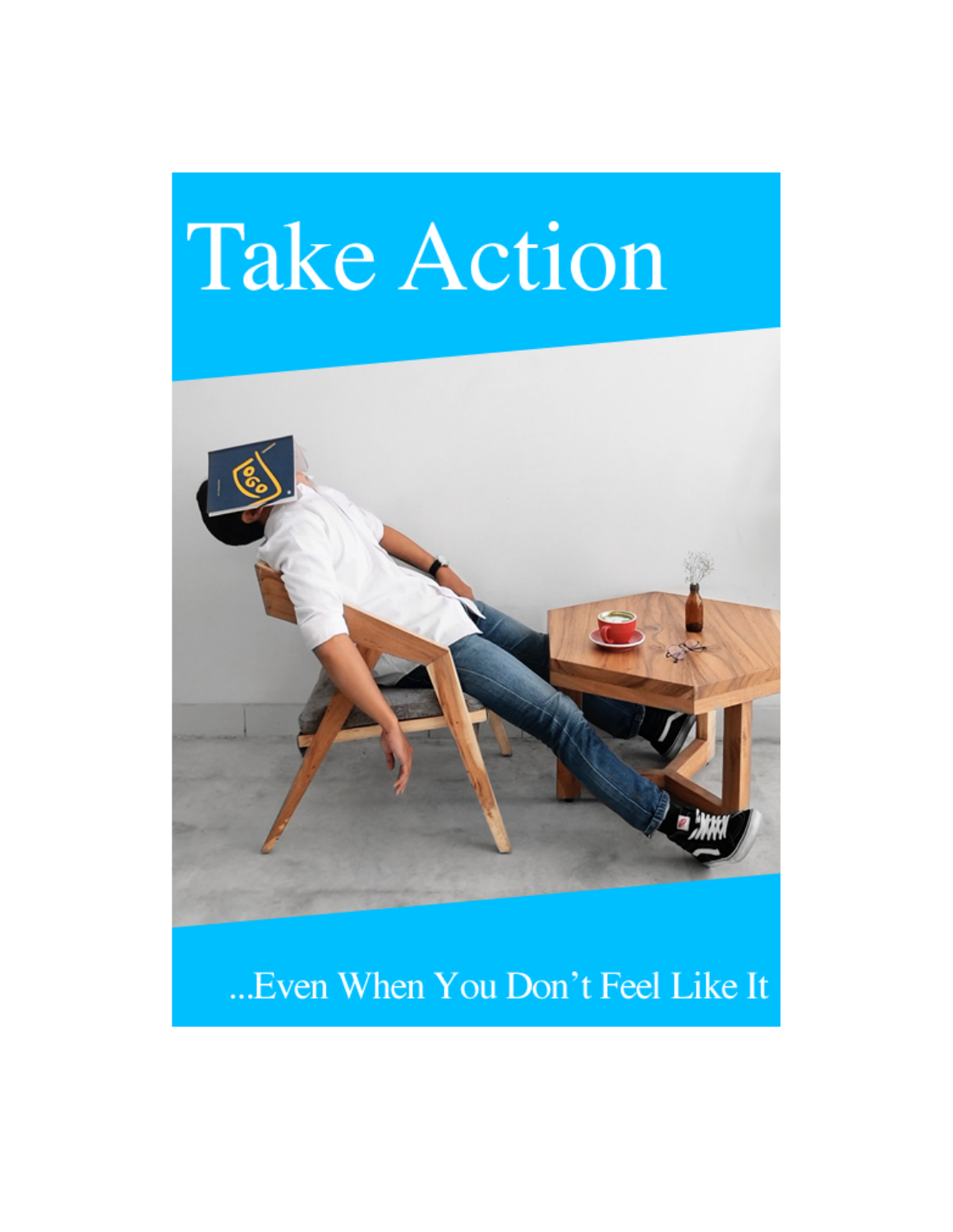# Take Action

...Even When You Don't Feel Like It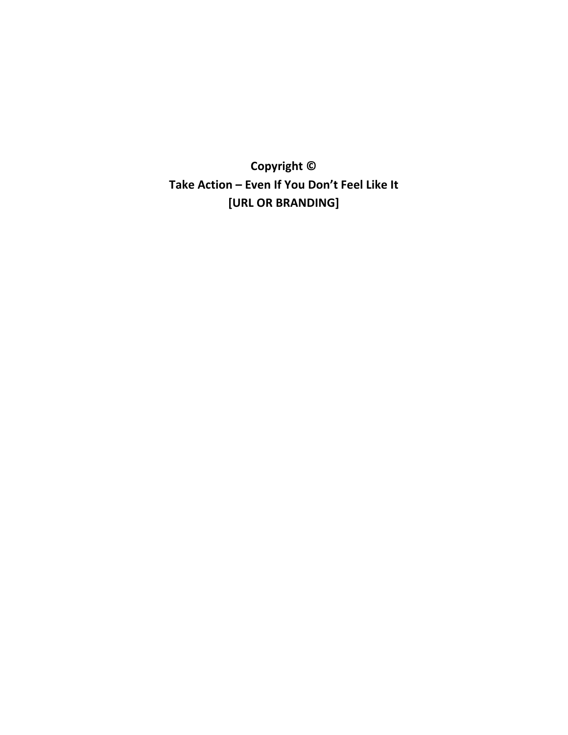**Copyright ©**

**Take Action – Even If You Don't Feel Like It**

**[URL OR BRANDING]**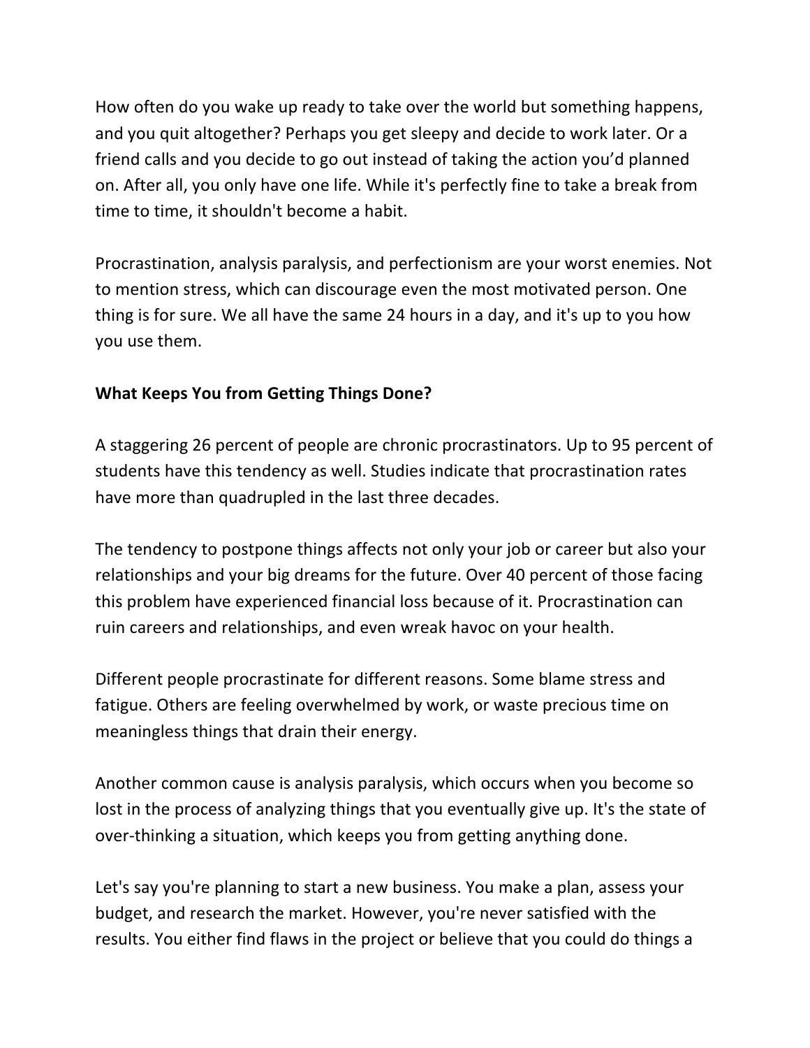How often do you wake up ready to take over the world but something happens, and you quit altogether? Perhaps you get sleepy and decide to work later. Or a friend calls and you decide to go out instead of taking the action you'd planned on. After all, you only have one life. While it's perfectly fine to take a break from time to time, it shouldn't become a habit.

Procrastination, analysis paralysis, and perfectionism are your worst enemies. Not to mention stress, which can discourage even the most motivated person. One thing is for sure. We all have the same 24 hours in a day, and it's up to you how you use them.

**What Keeps You from Getting Things Done?**

A staggering 26 percent of people are chronic procrastinators. Up to 95 percent of students have this tendency as well. Studies indicate that procrastination rates have more than quadrupled in the last three decades.

The tendency to postpone things affects not only your job or career but also your relationships and your big dreams for the future. Over 40 percent of those facing this problem have experienced financial loss because of it. Procrastination can ruin careers and relationships, and even wreak havoc on your health.

Different people procrastinate for different reasons. Some blame stress and fatigue. Others are feeling overwhelmed by work, or waste precious time on meaningless things that drain their energy.

Another common cause is analysis paralysis, which occurs when you become so lost in the process of analyzing things that you eventually give up. It's the state of over-thinking a situation, which keeps you from getting anything done.

Let's say you're planning to start a new business. You make a plan, assess your budget, and research the market. However, you're never satisfied with the results. You either find flaws in the project or believe that you could do things a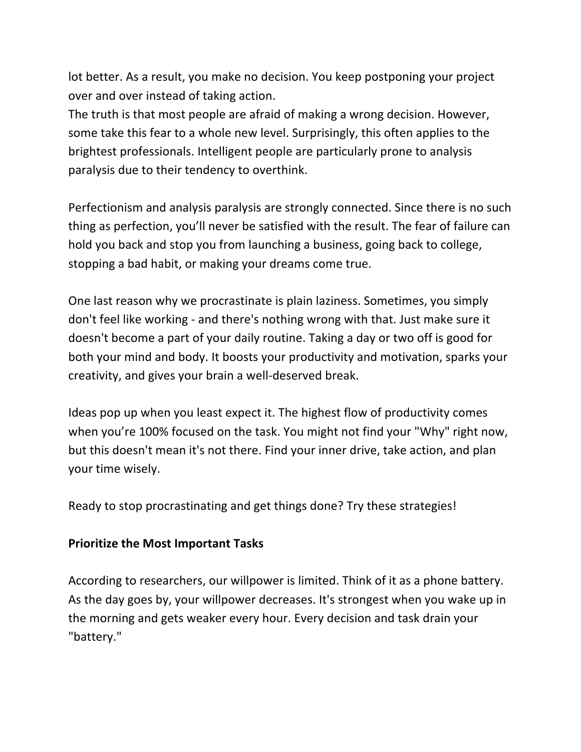lot better. As a result, you make no decision. You keep postponing your project over and over instead of taking action.
The truth is that most people are afraid of making a wrong decision. However, some take this fear to a whole new level. Surprisingly, this often applies to the brightest professionals. Intelligent people are particularly prone to analysis paralysis due to their tendency to overthink.

Perfectionism and analysis paralysis are strongly connected. Since there is no such thing as perfection, you'll never be satisfied with the result. The fear of failure can hold you back and stop you from launching a business, going back to college, stopping a bad habit, or making your dreams come true.

One last reason why we procrastinate is plain laziness. Sometimes, you simply don't feel like working - and there's nothing wrong with that. Just make sure it doesn't become a part of your daily routine. Taking a day or two off is good for both your mind and body. It boosts your productivity and motivation, sparks your creativity, and gives your brain a well-deserved break.

Ideas pop up when you least expect it. The highest flow of productivity comes when you're 100% focused on the task. You might not find your "Why" right now, but this doesn't mean it's not there. Find your inner drive, take action, and plan your time wisely.

Ready to stop procrastinating and get things done? Try these strategies!

**Prioritize the Most Important Tasks**

According to researchers, our willpower is limited. Think of it as a phone battery. As the day goes by, your willpower decreases. It's strongest when you wake up in the morning and gets weaker every hour. Every decision and task drain your "battery."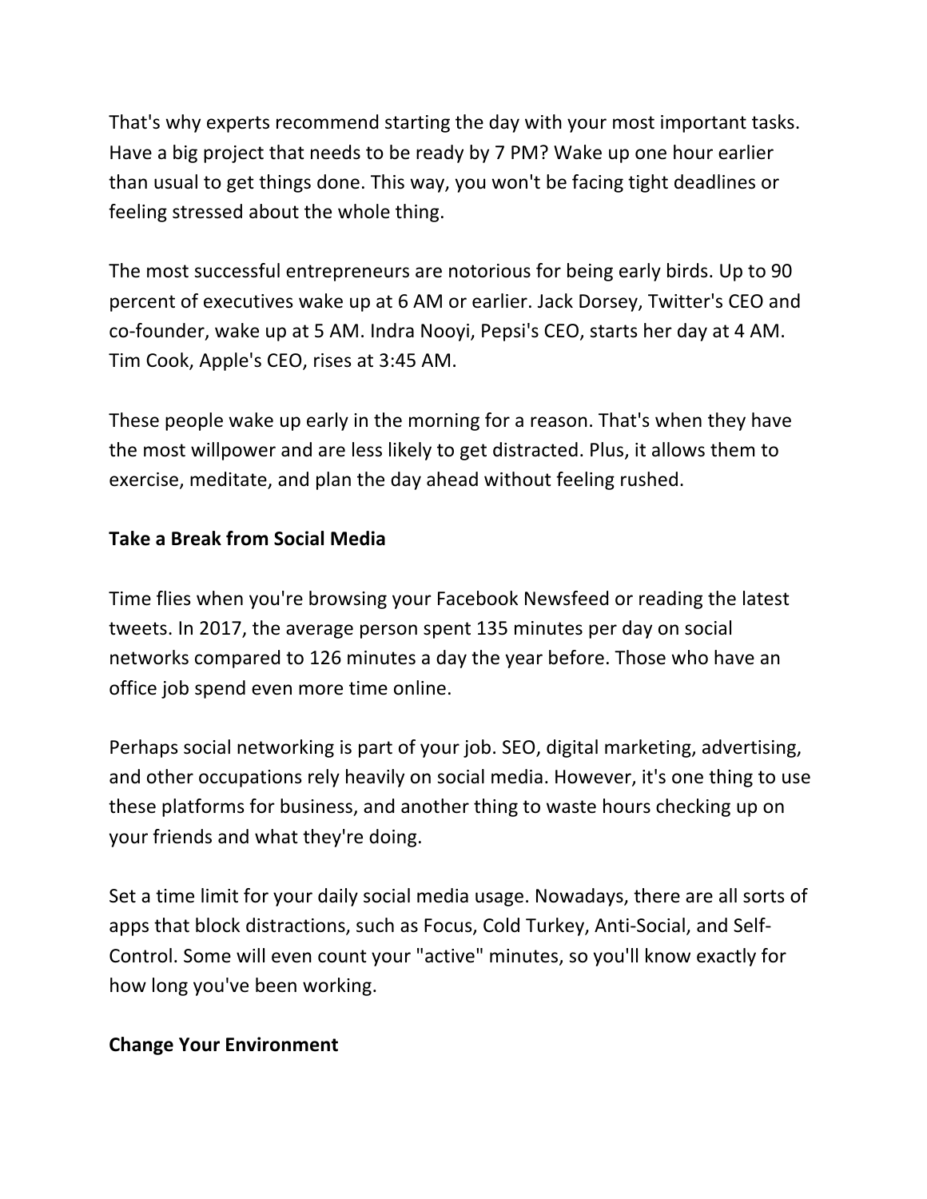That's why experts recommend starting the day with your most important tasks. Have a big project that needs to be ready by 7 PM? Wake up one hour earlier than usual to get things done. This way, you won't be facing tight deadlines or feeling stressed about the whole thing.

The most successful entrepreneurs are notorious for being early birds. Up to 90 percent of executives wake up at 6 AM or earlier. Jack Dorsey, Twitter's CEO and co-founder, wake up at 5 AM. Indra Nooyi, Pepsi's CEO, starts her day at 4 AM. Tim Cook, Apple's CEO, rises at 3:45 AM.

These people wake up early in the morning for a reason. That's when they have the most willpower and are less likely to get distracted. Plus, it allows them to exercise, meditate, and plan the day ahead without feeling rushed.

**Take a Break from Social Media**

Time flies when you're browsing your Facebook Newsfeed or reading the latest tweets. In 2017, the average person spent 135 minutes per day on social networks compared to 126 minutes a day the year before. Those who have an office job spend even more time online.

Perhaps social networking is part of your job. SEO, digital marketing, advertising, and other occupations rely heavily on social media. However, it's one thing to use these platforms for business, and another thing to waste hours checking up on your friends and what they're doing.

Set a time limit for your daily social media usage. Nowadays, there are all sorts of apps that block distractions, such as Focus, Cold Turkey, Anti-Social, and Self-Control. Some will even count your "active" minutes, so you'll know exactly for how long you've been working.

**Change Your Environment**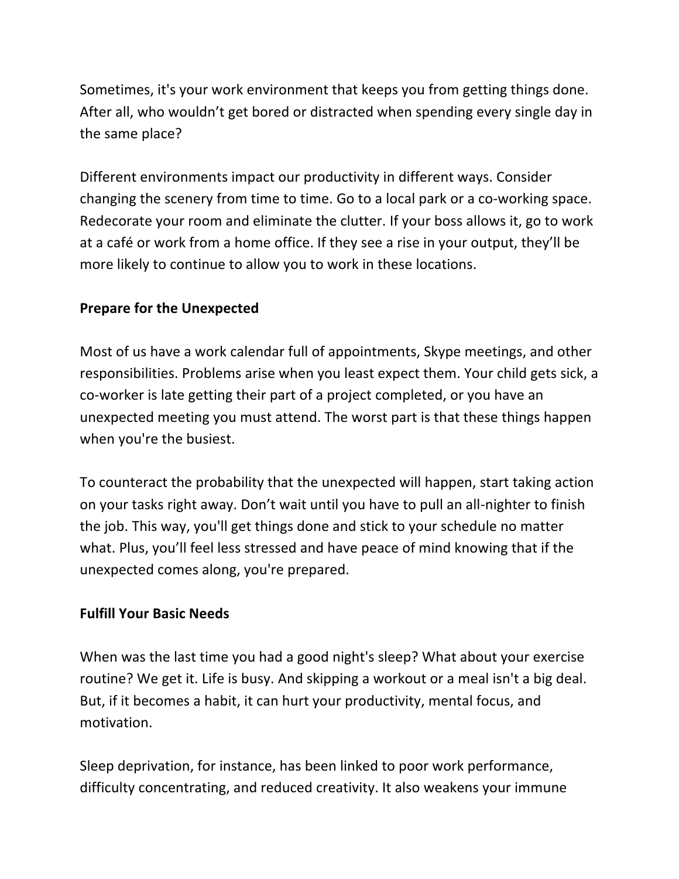Sometimes, it's your work environment that keeps you from getting things done. After all, who wouldn't get bored or distracted when spending every single day in the same place?

Different environments impact our productivity in different ways. Consider changing the scenery from time to time. Go to a local park or a co-working space. Redecorate your room and eliminate the clutter. If your boss allows it, go to work at a café or work from a home office. If they see a rise in your output, they'll be more likely to continue to allow you to work in these locations.

**Prepare for the Unexpected**

Most of us have a work calendar full of appointments, Skype meetings, and other responsibilities. Problems arise when you least expect them. Your child gets sick, a co-worker is late getting their part of a project completed, or you have an unexpected meeting you must attend. The worst part is that these things happen when you're the busiest.

To counteract the probability that the unexpected will happen, start taking action on your tasks right away. Don't wait until you have to pull an all-nighter to finish the job. This way, you'll get things done and stick to your schedule no matter what. Plus, you'll feel less stressed and have peace of mind knowing that if the unexpected comes along, you're prepared.

**Fulfill Your Basic Needs**

When was the last time you had a good night's sleep? What about your exercise routine? We get it. Life is busy. And skipping a workout or a meal isn't a big deal. But, if it becomes a habit, it can hurt your productivity, mental focus, and motivation.

Sleep deprivation, for instance, has been linked to poor work performance, difficulty concentrating, and reduced creativity. It also weakens your immune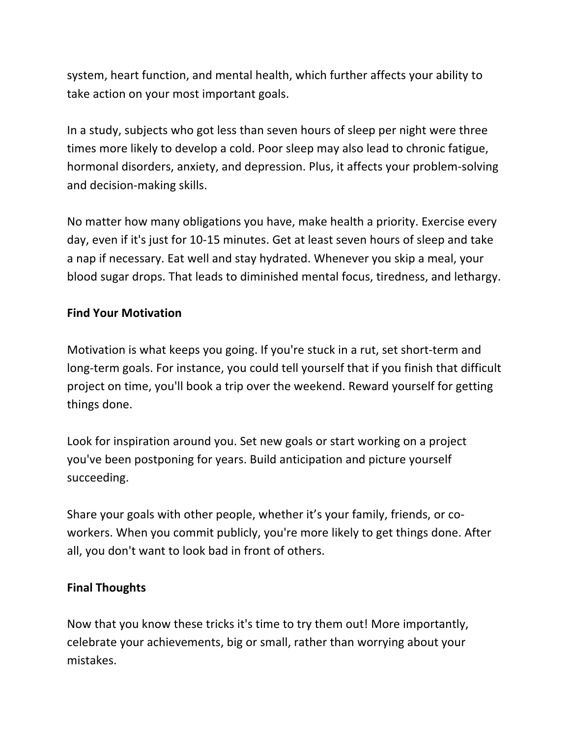system, heart function, and mental health, which further affects your ability to take action on your most important goals.

In a study, subjects who got less than seven hours of sleep per night were three times more likely to develop a cold. Poor sleep may also lead to chronic fatigue, hormonal disorders, anxiety, and depression. Plus, it affects your problem-solving and decision-making skills.

No matter how many obligations you have, make health a priority. Exercise every day, even if it's just for 10-15 minutes. Get at least seven hours of sleep and take a nap if necessary. Eat well and stay hydrated. Whenever you skip a meal, your blood sugar drops. That leads to diminished mental focus, tiredness, and lethargy.

**Find Your Motivation**

Motivation is what keeps you going. If you're stuck in a rut, set short-term and long-term goals. For instance, you could tell yourself that if you finish that difficult project on time, you'll book a trip over the weekend. Reward yourself for getting things done.

Look for inspiration around you. Set new goals or start working on a project you've been postponing for years. Build anticipation and picture yourself succeeding.

Share your goals with other people, whether it's your family, friends, or co-workers. When you commit publicly, you're more likely to get things done. After all, you don't want to look bad in front of others.

**Final Thoughts**

Now that you know these tricks it's time to try them out! More importantly, celebrate your achievements, big or small, rather than worrying about your mistakes.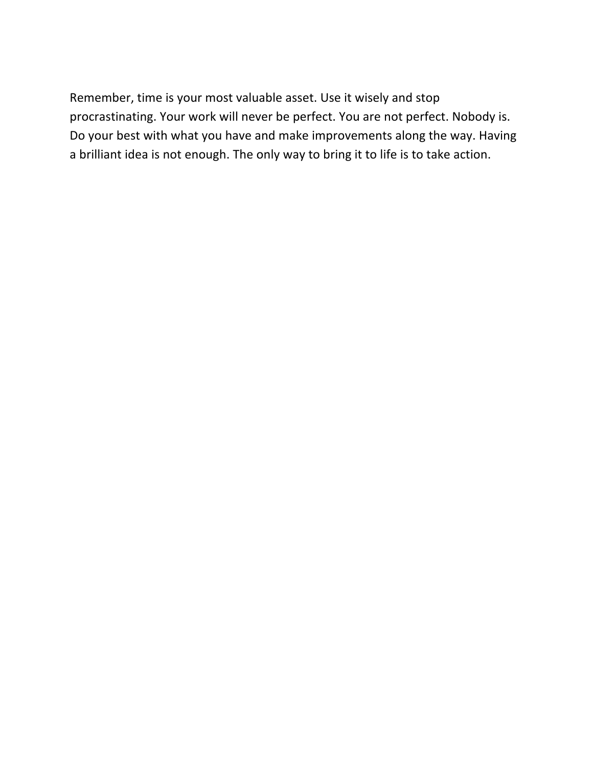Remember, time is your most valuable asset. Use it wisely and stop procrastinating. Your work will never be perfect. You are not perfect. Nobody is. Do your best with what you have and make improvements along the way. Having a brilliant idea is not enough. The only way to bring it to life is to take action.